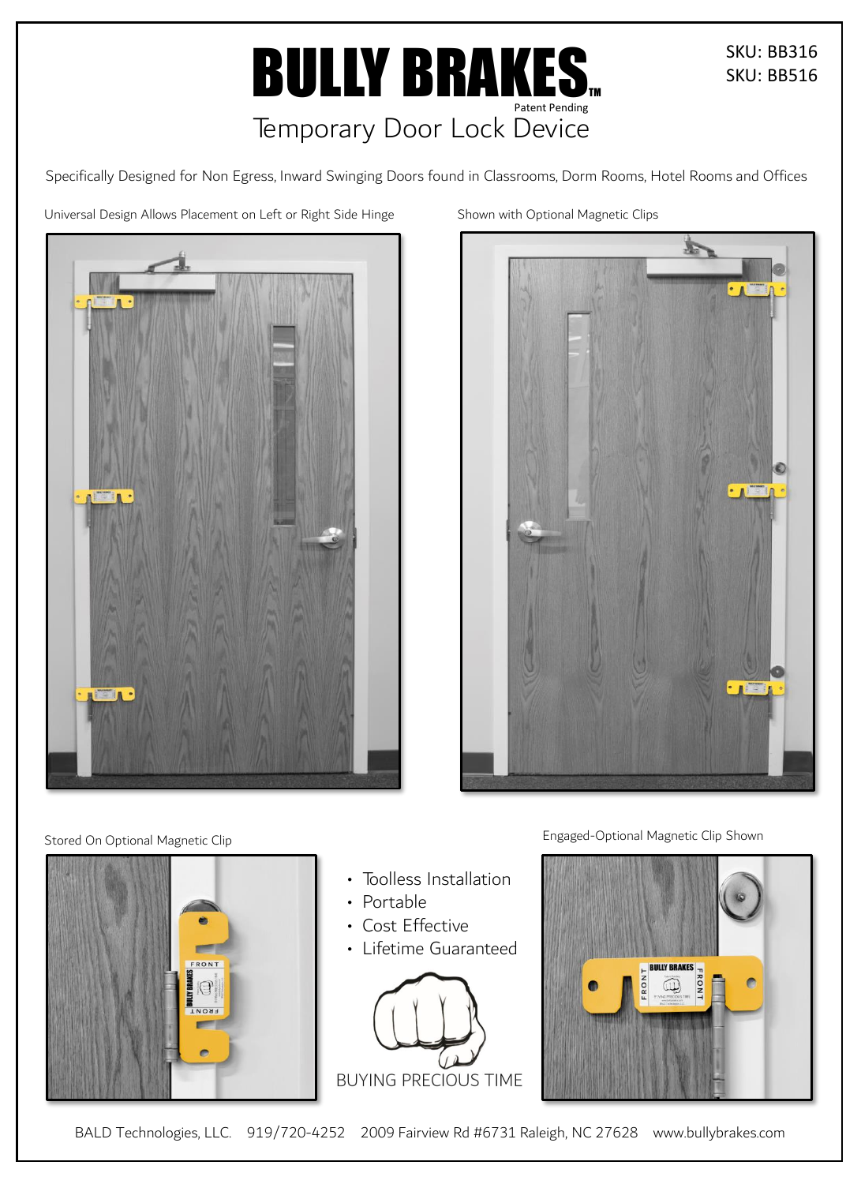# BULLY BRAKES™

Patent Pending

## Temporary Door Lock Device

SKU: BB316
SKU: BB516

Specifically Designed for Non Egress, Inward Swinging Doors found in Classrooms, Dorm Rooms, Hotel Rooms and Offices

Universal Design Allows Placement on Left or Right Side Hinge

Shown with Optional Magnetic Clips

Stored On Optional Magnetic Clip

Engaged-Optional Magnetic Clip Shown

- Toolless Installation
- Portable
- Cost Effective
- Lifetime Guaranteed

BUYING PRECIOUS TIME

BALD Technologies, LLC. 919/720-4252 2009 Fairview Rd #6731 Raleigh, NC 27628 www.bullybrakes.com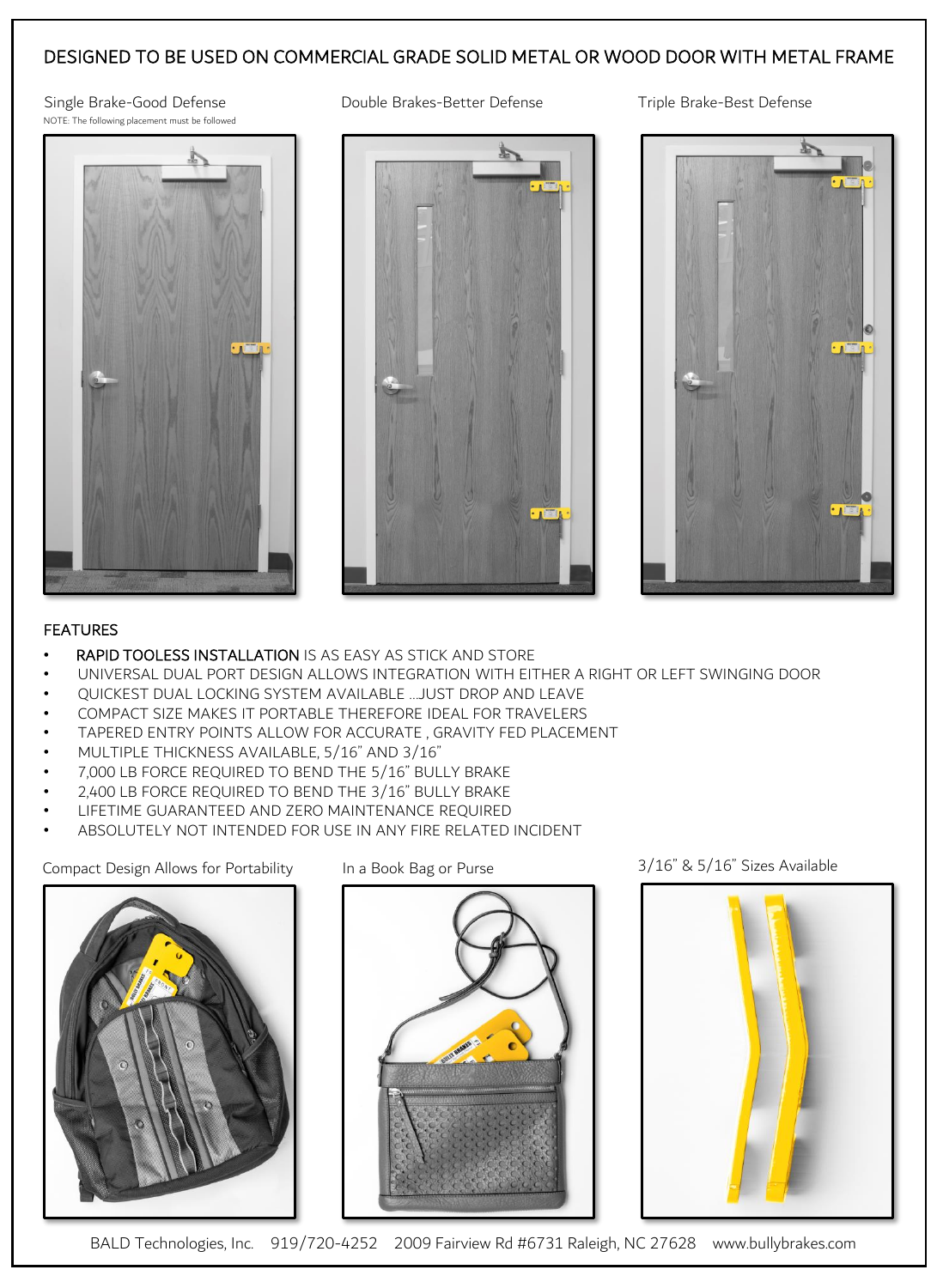# DESIGNED TO BE USED ON COMMERCIAL GRADE SOLID METAL OR WOOD DOOR WITH METAL FRAME

Single Brake-Good Defense

NOTE: The following placement must be followed

Double Brakes-Better Defense

Triple Brake-Best Defense

## FEATURES

- RAPID TOOLESS INSTALLATION IS AS EASY AS STICK AND STORE
- UNIVERSAL DUAL PORT DESIGN ALLOWS INTEGRATION WITH EITHER A RIGHT OR LEFT SWINGING DOOR
- QUICKEST DUAL LOCKING SYSTEM AVAILABLE ...JUST DROP AND LEAVE
- COMPACT SIZE MAKES IT PORTABLE THEREFORE IDEAL FOR TRAVELERS
- TAPERED ENTRY POINTS ALLOW FOR ACCURATE , GRAVITY FED PLACEMENT
- MULTIPLE THICKNESS AVAILABLE, 5/16" AND 3/16"
- 7,000 LB FORCE REQUIRED TO BEND THE 5/16" BULLY BRAKE
- 2,400 LB FORCE REQUIRED TO BEND THE 3/16" BULLY BRAKE
- LIFETIME GUARANTEED AND ZERO MAINTENANCE REQUIRED
- ABSOLUTELY NOT INTENDED FOR USE IN ANY FIRE RELATED INCIDENT

Compact Design Allows for Portability

In a Book Bag or Purse

3/16" & 5/16" Sizes Available

BALD Technologies, Inc. 919/720-4252 2009 Fairview Rd #6731 Raleigh, NC 27628 www.bullybrakes.com